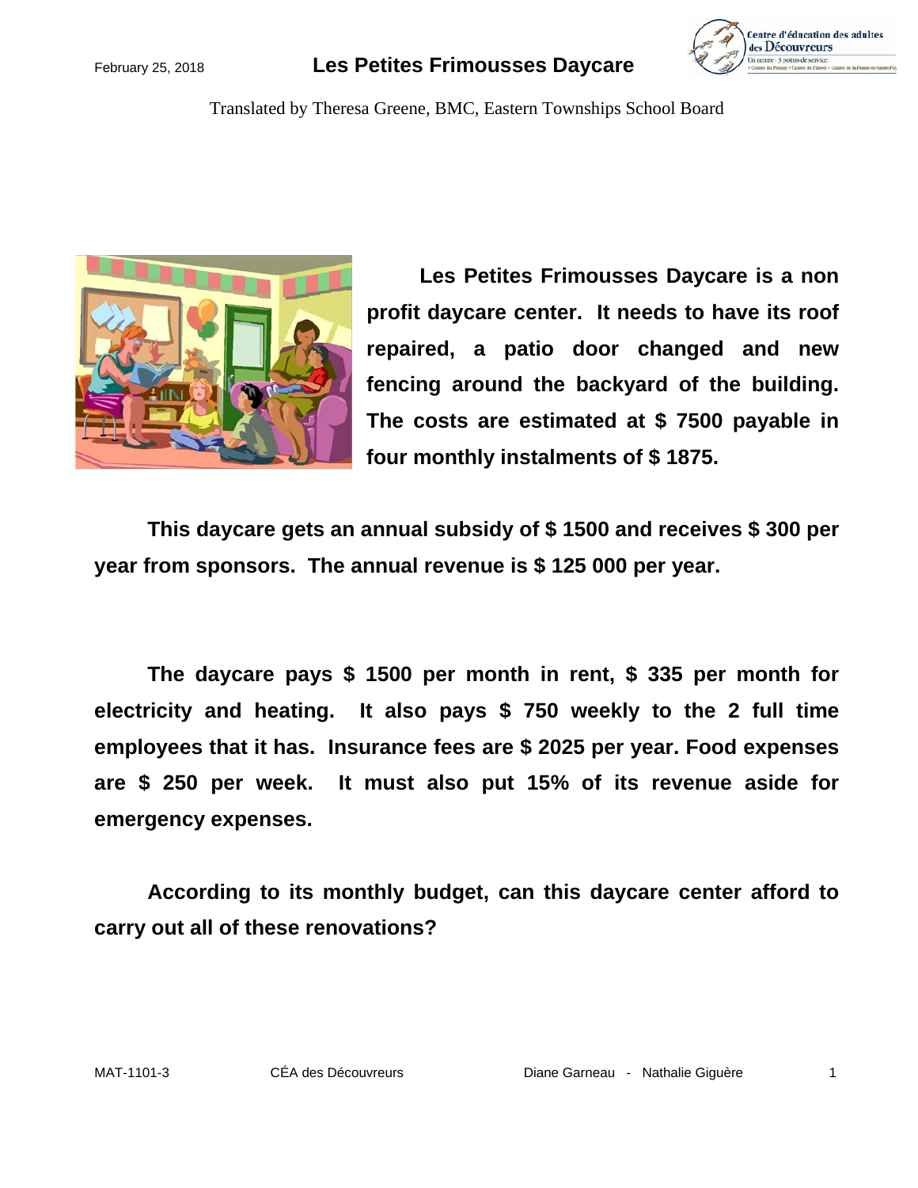February 25, 2018

# Les Petites Frimousses Daycare

Translated by Theresa Greene, BMC, Eastern Townships School Board

**Les Petites Frimousses Daycare is a non profit daycare center. It needs to have its roof repaired, a patio door changed and new fencing around the backyard of the building. The costs are estimated at $ 7500 payable in four monthly instalments of $ 1875.**

**This daycare gets an annual subsidy of $ 1500 and receives $ 300 per year from sponsors. The annual revenue is $ 125 000 per year.**

**The daycare pays $ 1500 per month in rent, $ 335 per month for electricity and heating. It also pays $ 750 weekly to the 2 full time employees that it has. Insurance fees are $ 2025 per year. Food expenses are $ 250 per week. It must also put 15% of its revenue aside for emergency expenses.**

**According to its monthly budget, can this daycare center afford to carry out all of these renovations?**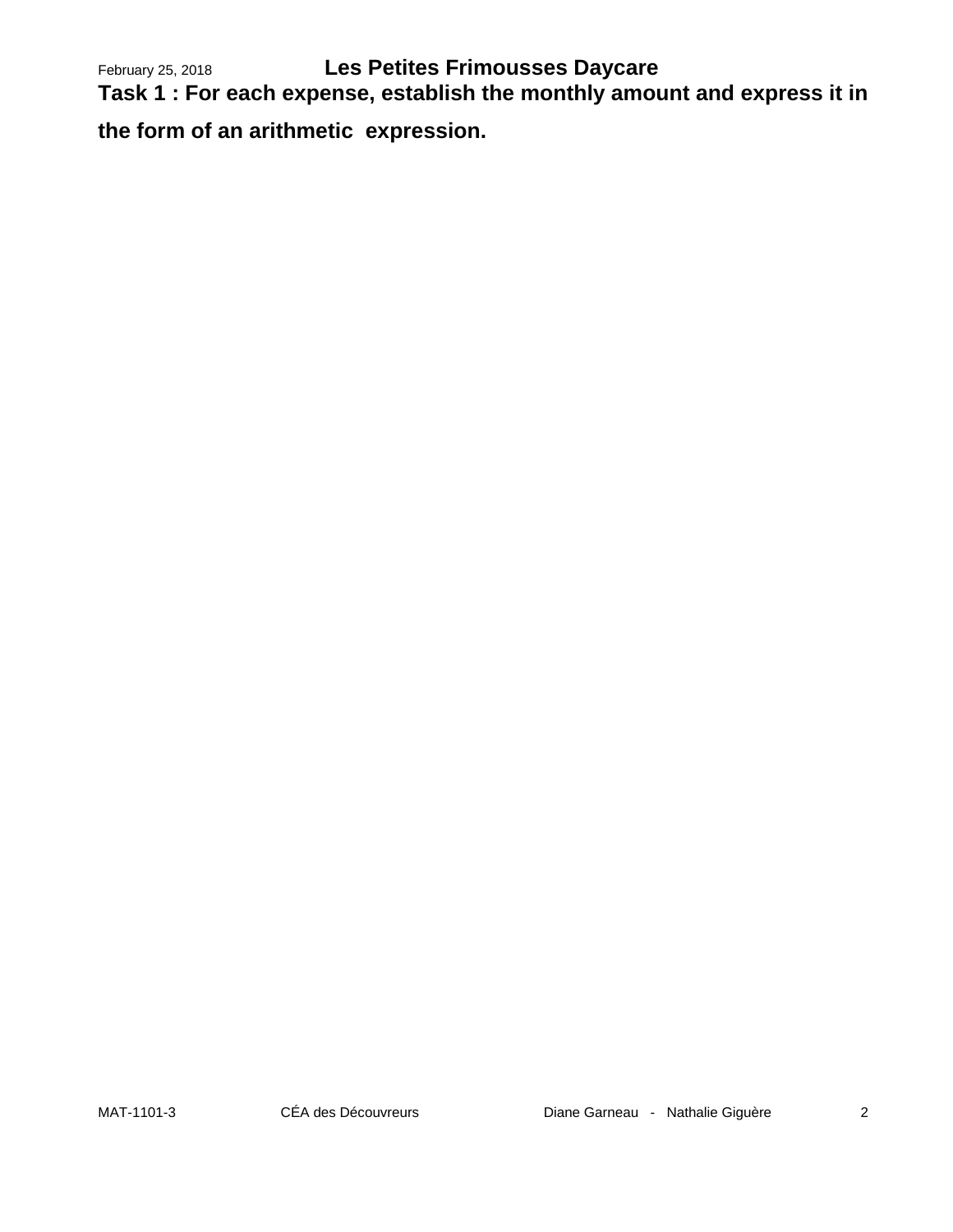**Les Petites Frimousses Daycare**

**Task 1 : For each expense, establish the monthly amount and express it in the form of an arithmetic expression.**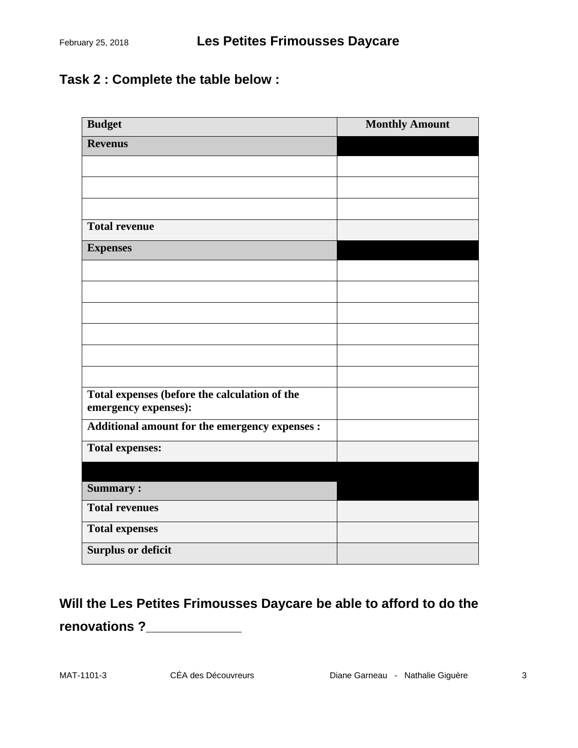## Task 2 : Complete the table below :

| Budget | Monthly Amount |
|---|---|
| **Revenus** | |
| | |
| | |
| | |
| **Total revenue** | |
| **Expenses** | |
| | |
| | |
| | |
| | |
| | |
| | |
| **Total expenses (before the calculation of the emergency expenses):** | |
| **Additional amount for the emergency expenses :** | |
| **Total expenses:** | |
| | |
| **Summary :** | |
| **Total revenues** | |
| **Total expenses** | |
| **Surplus or deficit** | |

**Will the Les Petites Frimousses Daycare be able to afford to do the renovations ?_____________**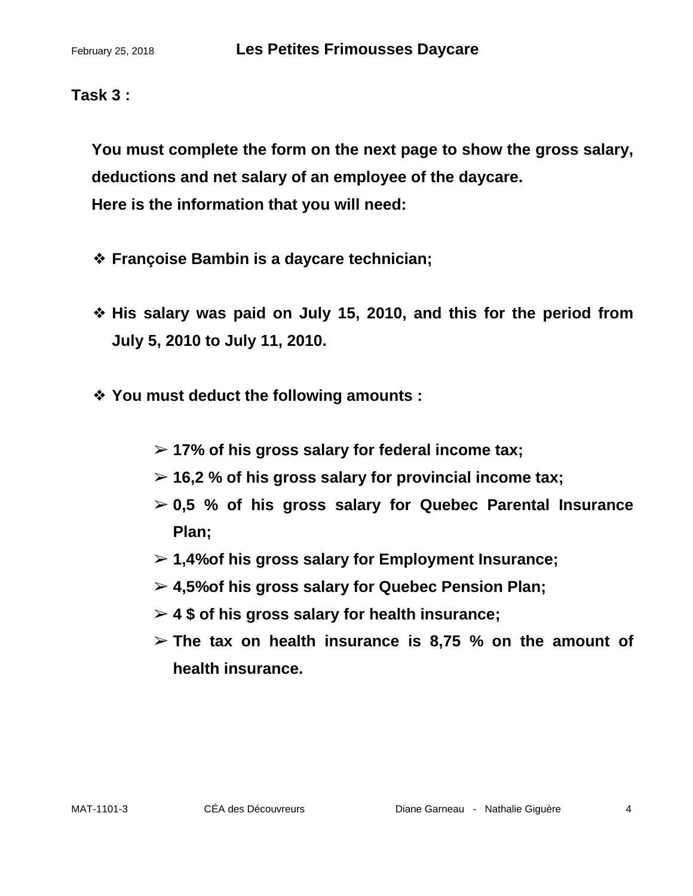**Task 3 :**

**You must complete the form on the next page to show the gross salary, deductions and net salary of an employee of the daycare.**
**Here is the information that you will need:**

- **Françoise Bambin is a daycare technician;**

- **His salary was paid on July 15, 2010, and this for the period from July 5, 2010 to July 11, 2010.**

- **You must deduct the following amounts :**

  - **17% of his gross salary for federal income tax;**
  - **16,2 % of his gross salary for provincial income tax;**
  - **0,5 % of his gross salary for Quebec Parental Insurance Plan;**
  - **1,4%of his gross salary for Employment Insurance;**
  - **4,5%of his gross salary for Quebec Pension Plan;**
  - **4 $ of his gross salary for health insurance;**
  - **The tax on health insurance is 8,75 % on the amount of health insurance.**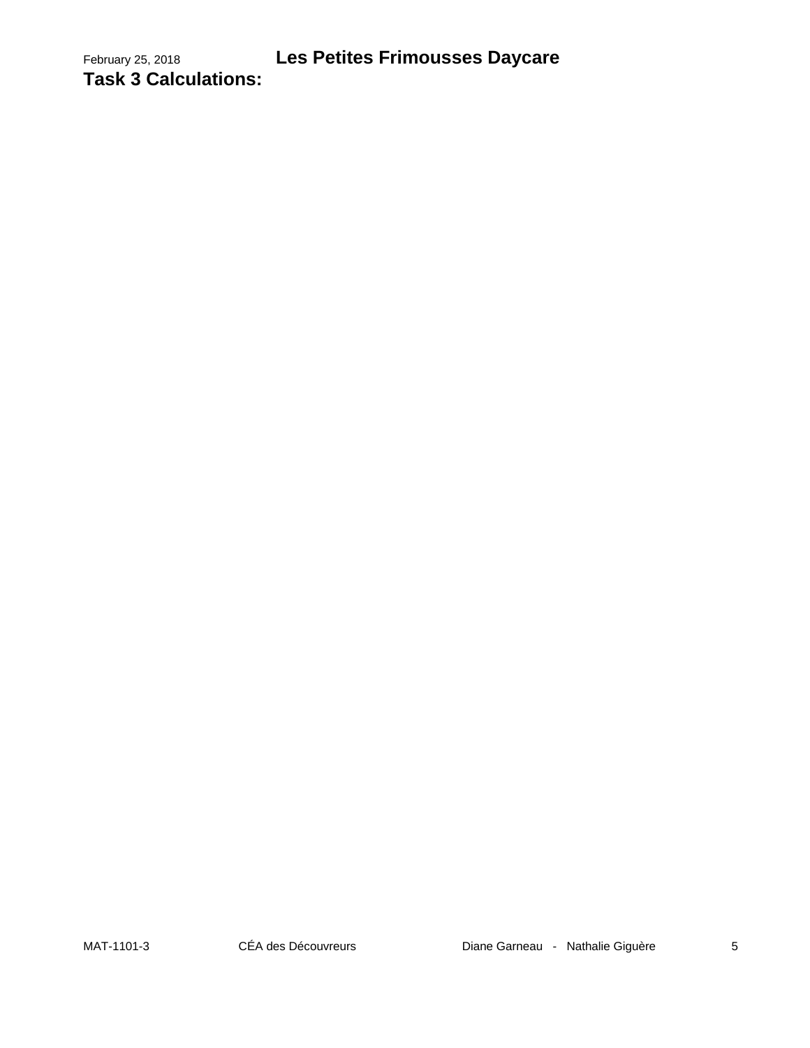## Task 3 Calculations: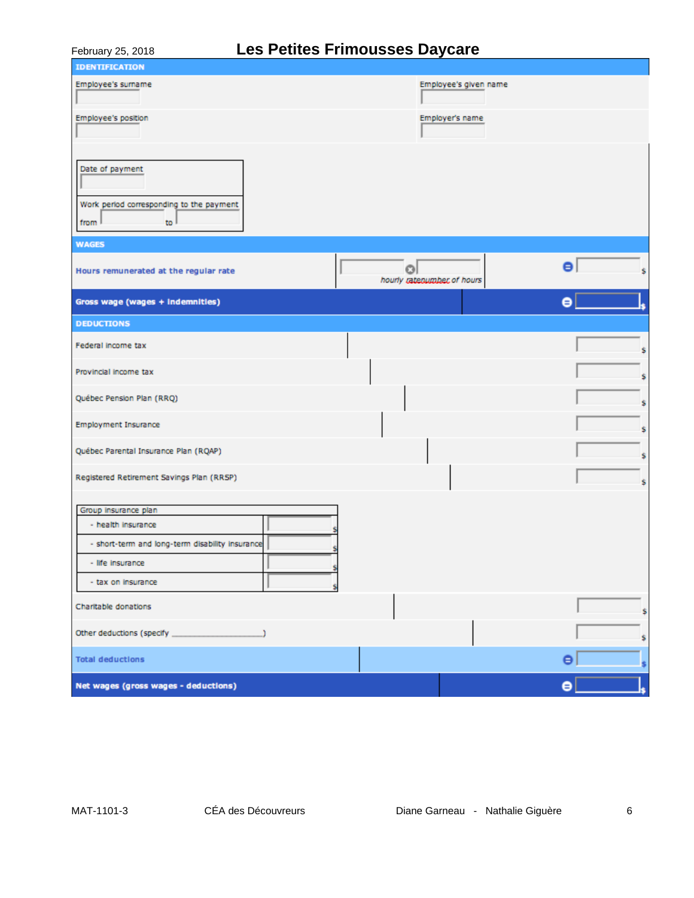February 25, 2018

# Les Petites Frimousses Daycare

## IDENTIFICATION

| Employee's surname | Employee's given name |
|---|---|
| | |
| **Employee's position** | **Employer's name** |
| | |

| Date of payment | |
|---|---|
| | |
| Work period corresponding to the payment | |
| from | to |

## WAGES

| | | | |
|---|---|---|---|
| Hours remunerated at the regular rate | hourly rate ⊗ number of hours | ⊜ | $ |
| **Gross wage (wages + indemnities)** | | ⊜ | $ |

## DEDUCTIONS

| | |
|---|---|
| Federal income tax | $ |
| Provincial income tax | $ |
| Québec Pension Plan (RRQ) | $ |
| Employment Insurance | $ |
| Québec Parental Insurance Plan (RQAP) | $ |
| Registered Retirement Savings Plan (RRSP) | $ |

| Group insurance plan | |
|---|---|
| - health insurance | $ |
| - short-term and long-term disability insurance | $ |
| - life insurance | $ |
| - tax on insurance | $ |

| | | |
|---|---|---|
| Charitable donations | | $ |
| Other deductions (specify ______________________) | | $ |
| **Total deductions** | ⊜ | $ |
| **Net wages (gross wages - deductions)** | ⊜ | $ |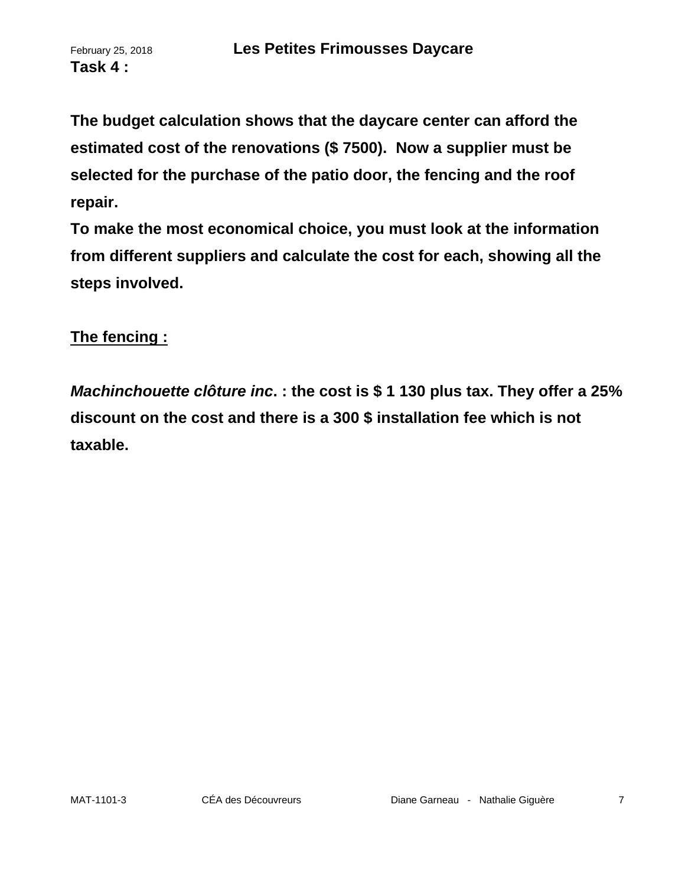**Les Petites Frimousses Daycare**

**Task 4 :**

**The budget calculation shows that the daycare center can afford the estimated cost of the renovations ($ 7500). Now a supplier must be selected for the purchase of the patio door, the fencing and the roof repair.**

**To make the most economical choice, you must look at the information from different suppliers and calculate the cost for each, showing all the steps involved.**

**<u>The fencing :</u>**

***Machinchouette clôture inc*. : the cost is $ 1 130 plus tax. They offer a 25% discount on the cost and there is a 300 $ installation fee which is not taxable.**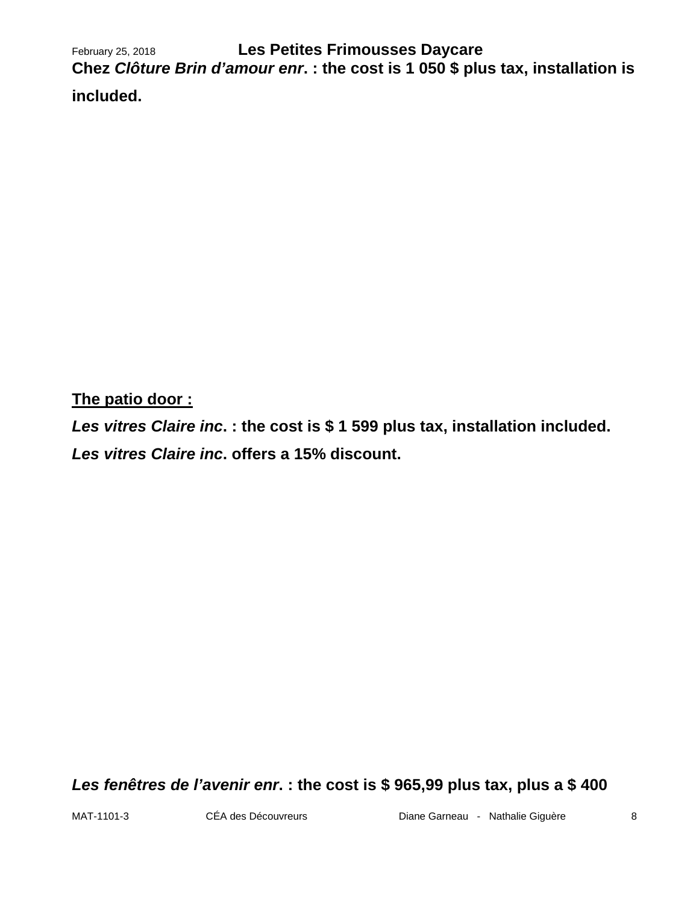**Chez *Clôture Brin d'amour enr*. : the cost is 1 050 $ plus tax, installation is included.**

**<u>The patio door :</u>**

***Les vitres Claire inc*. : the cost is $ 1 599 plus tax, installation included.**

***Les vitres Claire inc*. offers a 15% discount.**

***Les fenêtres de l'avenir enr*. : the cost is $ 965,99 plus tax, plus a $ 400**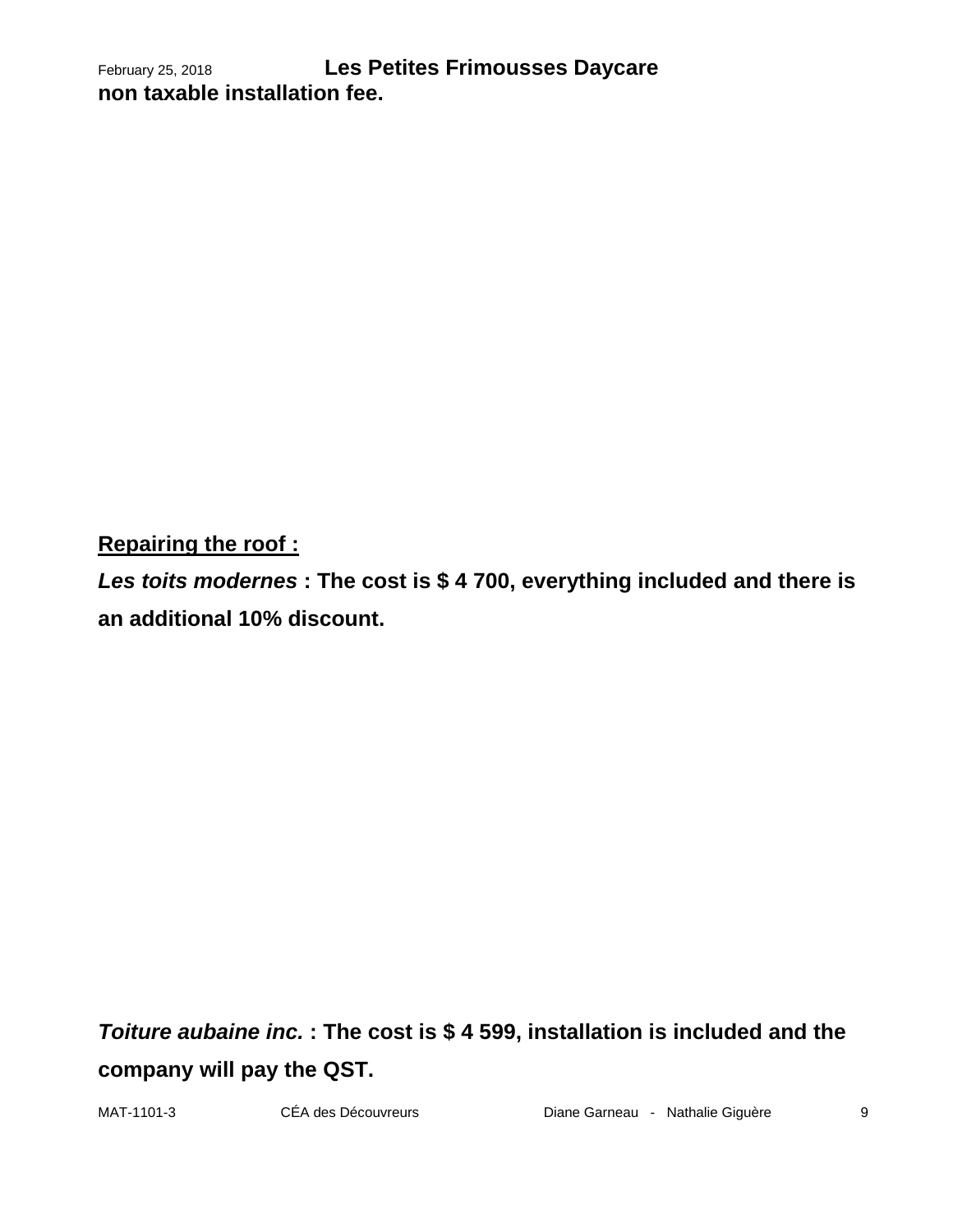**non taxable installation fee.**

**<u>Repairing the roof :</u>**

***Les toits modernes* : The cost is $ 4 700, everything included and there is an additional 10% discount.**

***Toiture aubaine inc.* : The cost is $ 4 599, installation is included and the company will pay the QST.**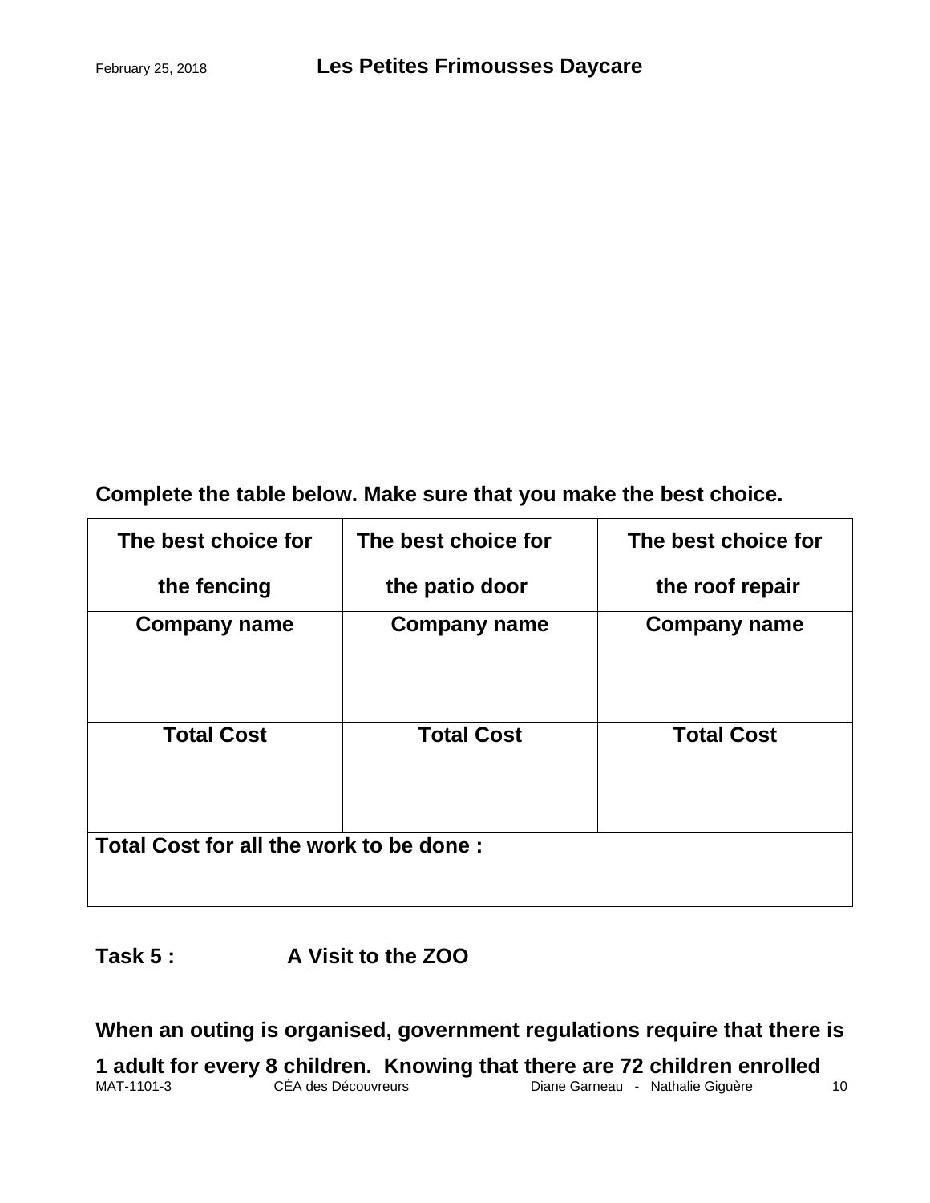**Complete the table below. Make sure that you make the best choice.**

| The best choice for the fencing | The best choice for the patio door | The best choice for the roof repair |
|---|---|---|
| **Company name** | **Company name** | **Company name** |
| **Total Cost** | **Total Cost** | **Total Cost** |
| **Total Cost for all the work to be done :** | | |

**Task 5 : A Visit to the ZOO**

**When an outing is organised, government regulations require that there is 1 adult for every 8 children. Knowing that there are 72 children enrolled**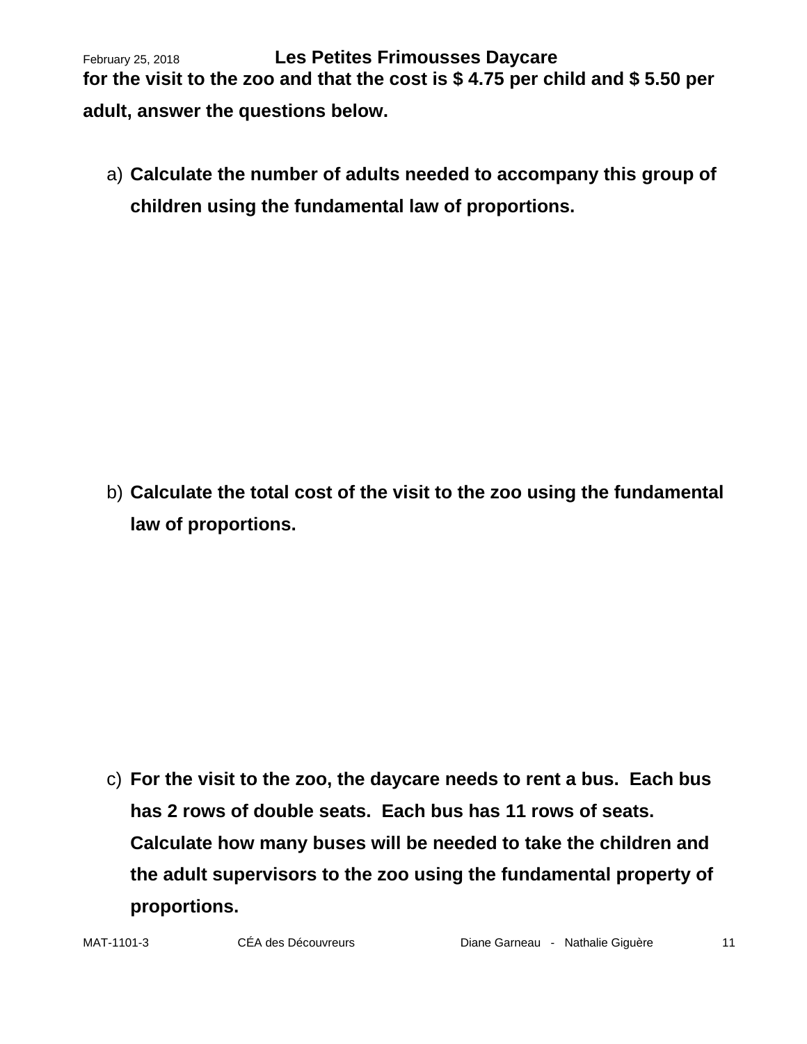**for the visit to the zoo and that the cost is $ 4.75 per child and $ 5.50 per adult, answer the questions below.**

a) **Calculate the number of adults needed to accompany this group of children using the fundamental law of proportions.**

b) **Calculate the total cost of the visit to the zoo using the fundamental law of proportions.**

c) **For the visit to the zoo, the daycare needs to rent a bus. Each bus has 2 rows of double seats. Each bus has 11 rows of seats. Calculate how many buses will be needed to take the children and the adult supervisors to the zoo using the fundamental property of proportions.**